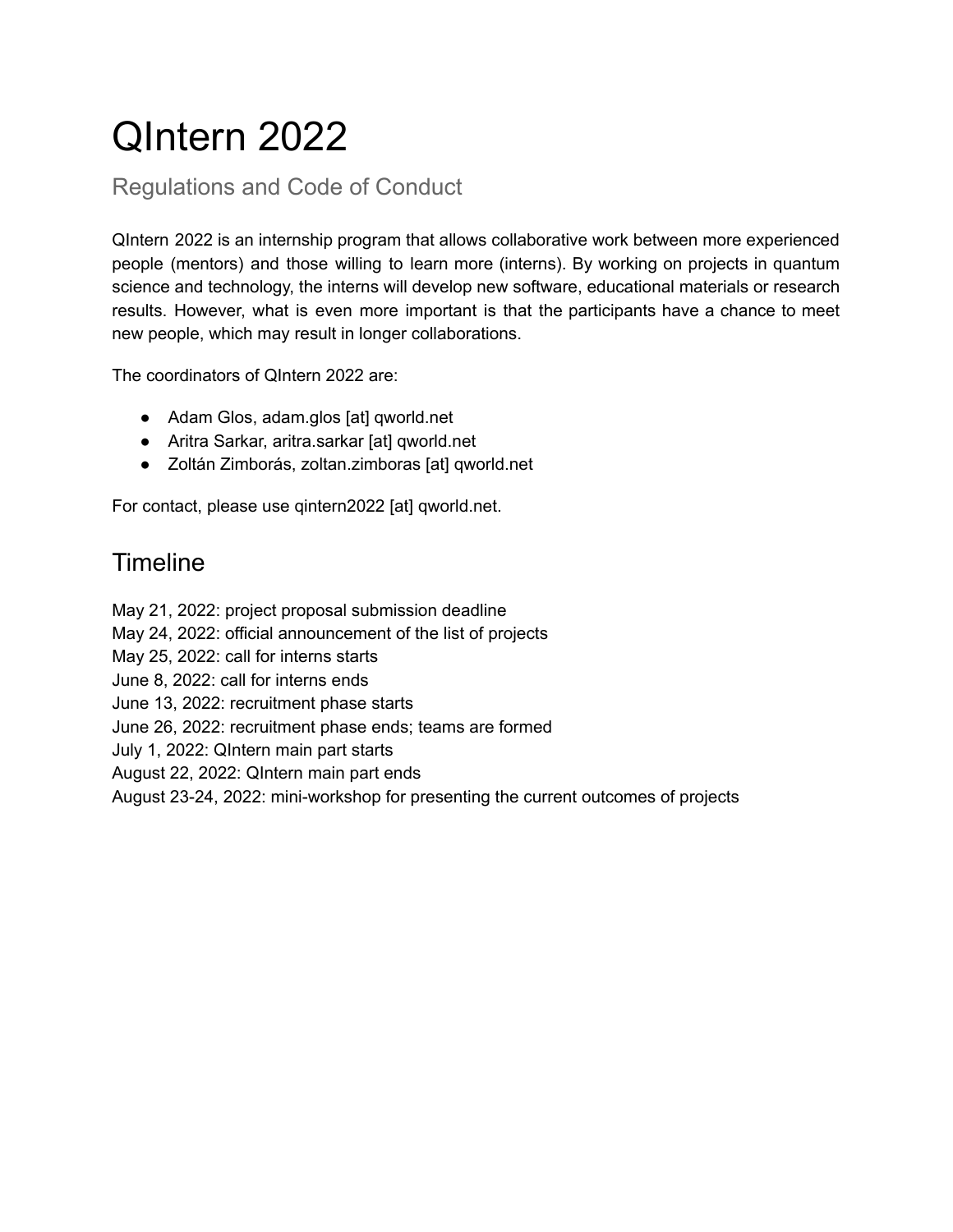# QIntern 2022

## Regulations and Code of Conduct

QIntern 2022 is an internship program that allows collaborative work between more experienced people (mentors) and those willing to learn more (interns). By working on projects in quantum science and technology, the interns will develop new software, educational materials or research results. However, what is even more important is that the participants have a chance to meet new people, which may result in longer collaborations.

The coordinators of QIntern 2022 are:

- Adam Glos, adam.glos [at] qworld.net
- Aritra Sarkar, aritra.sarkar [at] qworld.net
- Zoltán Zimborás, zoltan.zimboras [at] qworld.net

For contact, please use qintern2022 [at] qworld.net.

## Timeline

May 21, 2022: project proposal submission deadline
May 24, 2022: official announcement of the list of projects
May 25, 2022: call for interns starts
June 8, 2022: call for interns ends
June 13, 2022: recruitment phase starts
June 26, 2022: recruitment phase ends; teams are formed
July 1, 2022: QIntern main part starts
August 22, 2022: QIntern main part ends
August 23-24, 2022: mini-workshop for presenting the current outcomes of projects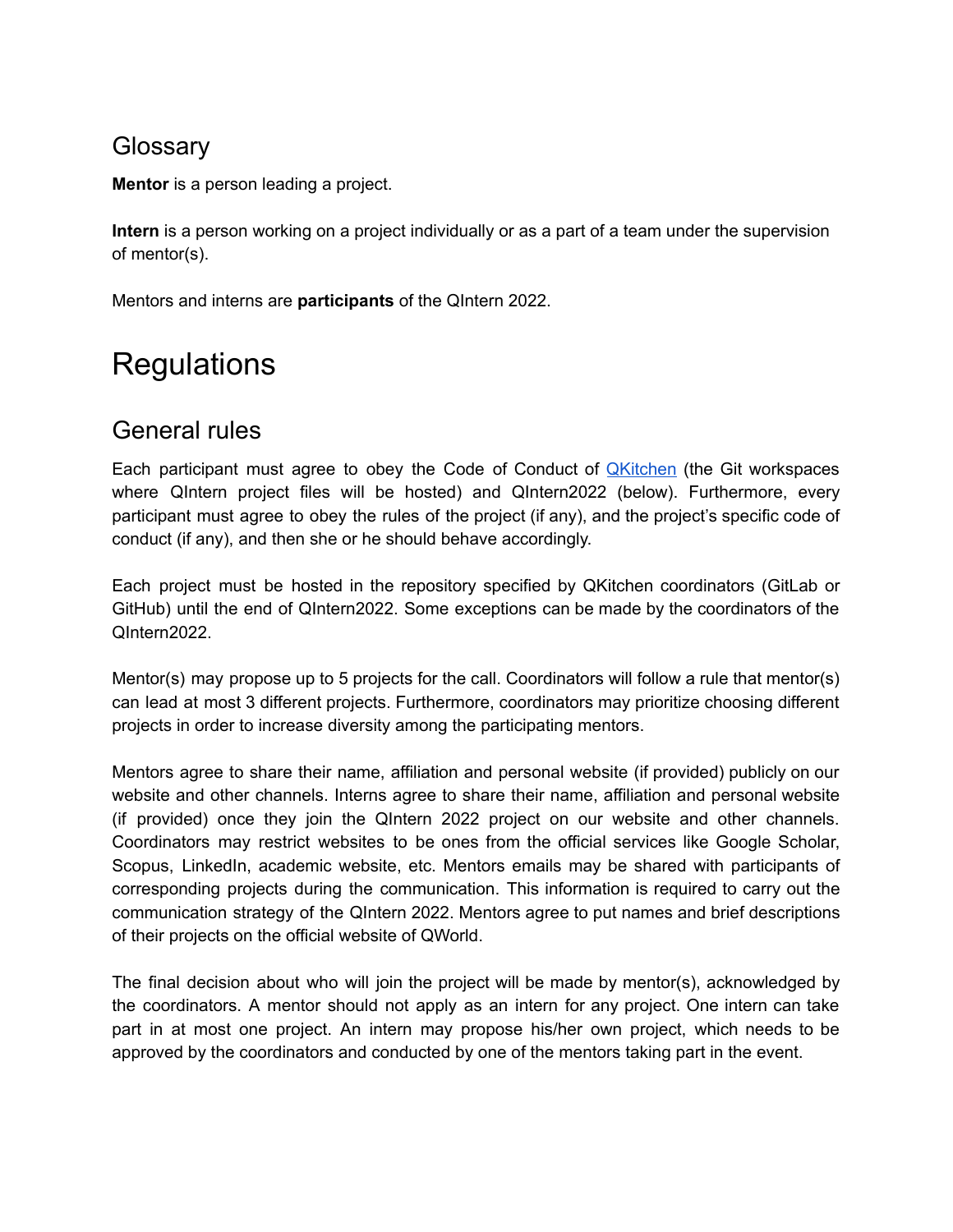## Glossary

**Mentor** is a person leading a project.

**Intern** is a person working on a project individually or as a part of a team under the supervision of mentor(s).

Mentors and interns are **participants** of the QIntern 2022.

# Regulations

## General rules

Each participant must agree to obey the Code of Conduct of [QKitchen](QKitchen) (the Git workspaces where QIntern project files will be hosted) and QIntern2022 (below). Furthermore, every participant must agree to obey the rules of the project (if any), and the project's specific code of conduct (if any), and then she or he should behave accordingly.

Each project must be hosted in the repository specified by QKitchen coordinators (GitLab or GitHub) until the end of QIntern2022. Some exceptions can be made by the coordinators of the QIntern2022.

Mentor(s) may propose up to 5 projects for the call. Coordinators will follow a rule that mentor(s) can lead at most 3 different projects. Furthermore, coordinators may prioritize choosing different projects in order to increase diversity among the participating mentors.

Mentors agree to share their name, affiliation and personal website (if provided) publicly on our website and other channels. Interns agree to share their name, affiliation and personal website (if provided) once they join the QIntern 2022 project on our website and other channels. Coordinators may restrict websites to be ones from the official services like Google Scholar, Scopus, LinkedIn, academic website, etc. Mentors emails may be shared with participants of corresponding projects during the communication. This information is required to carry out the communication strategy of the QIntern 2022. Mentors agree to put names and brief descriptions of their projects on the official website of QWorld.

The final decision about who will join the project will be made by mentor(s), acknowledged by the coordinators. A mentor should not apply as an intern for any project. One intern can take part in at most one project. An intern may propose his/her own project, which needs to be approved by the coordinators and conducted by one of the mentors taking part in the event.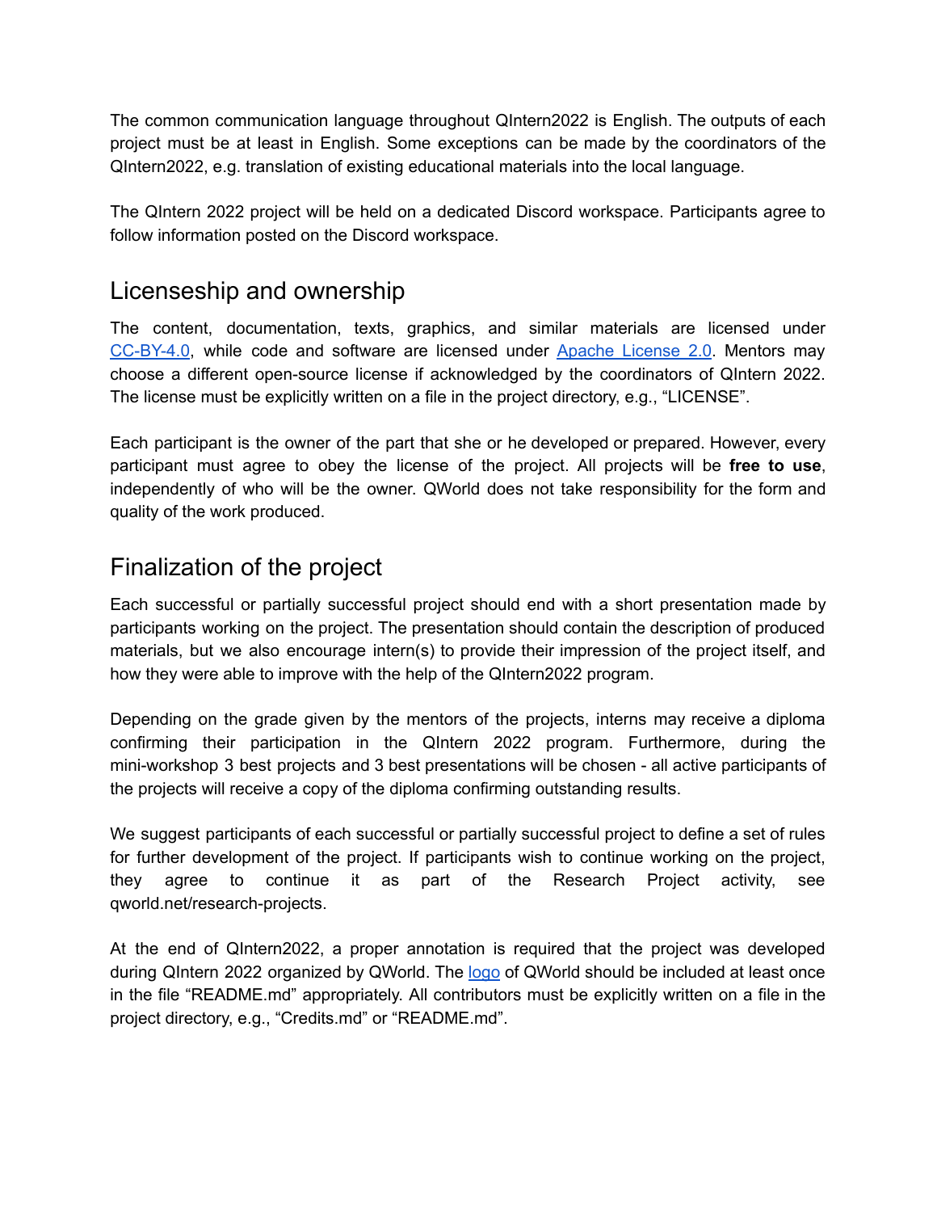The common communication language throughout QIntern2022 is English. The outputs of each project must be at least in English. Some exceptions can be made by the coordinators of the QIntern2022, e.g. translation of existing educational materials into the local language.

The QIntern 2022 project will be held on a dedicated Discord workspace. Participants agree to follow information posted on the Discord workspace.

## Licenseship and ownership

The content, documentation, texts, graphics, and similar materials are licensed under CC-BY-4.0, while code and software are licensed under Apache License 2.0. Mentors may choose a different open-source license if acknowledged by the coordinators of QIntern 2022. The license must be explicitly written on a file in the project directory, e.g., "LICENSE".

Each participant is the owner of the part that she or he developed or prepared. However, every participant must agree to obey the license of the project. All projects will be **free to use**, independently of who will be the owner. QWorld does not take responsibility for the form and quality of the work produced.

## Finalization of the project

Each successful or partially successful project should end with a short presentation made by participants working on the project. The presentation should contain the description of produced materials, but we also encourage intern(s) to provide their impression of the project itself, and how they were able to improve with the help of the QIntern2022 program.

Depending on the grade given by the mentors of the projects, interns may receive a diploma confirming their participation in the QIntern 2022 program. Furthermore, during the mini-workshop 3 best projects and 3 best presentations will be chosen - all active participants of the projects will receive a copy of the diploma confirming outstanding results.

We suggest participants of each successful or partially successful project to define a set of rules for further development of the project. If participants wish to continue working on the project, they agree to continue it as part of the Research Project activity, see qworld.net/research-projects.

At the end of QIntern2022, a proper annotation is required that the project was developed during QIntern 2022 organized by QWorld. The logo of QWorld should be included at least once in the file "README.md" appropriately. All contributors must be explicitly written on a file in the project directory, e.g., "Credits.md" or "README.md".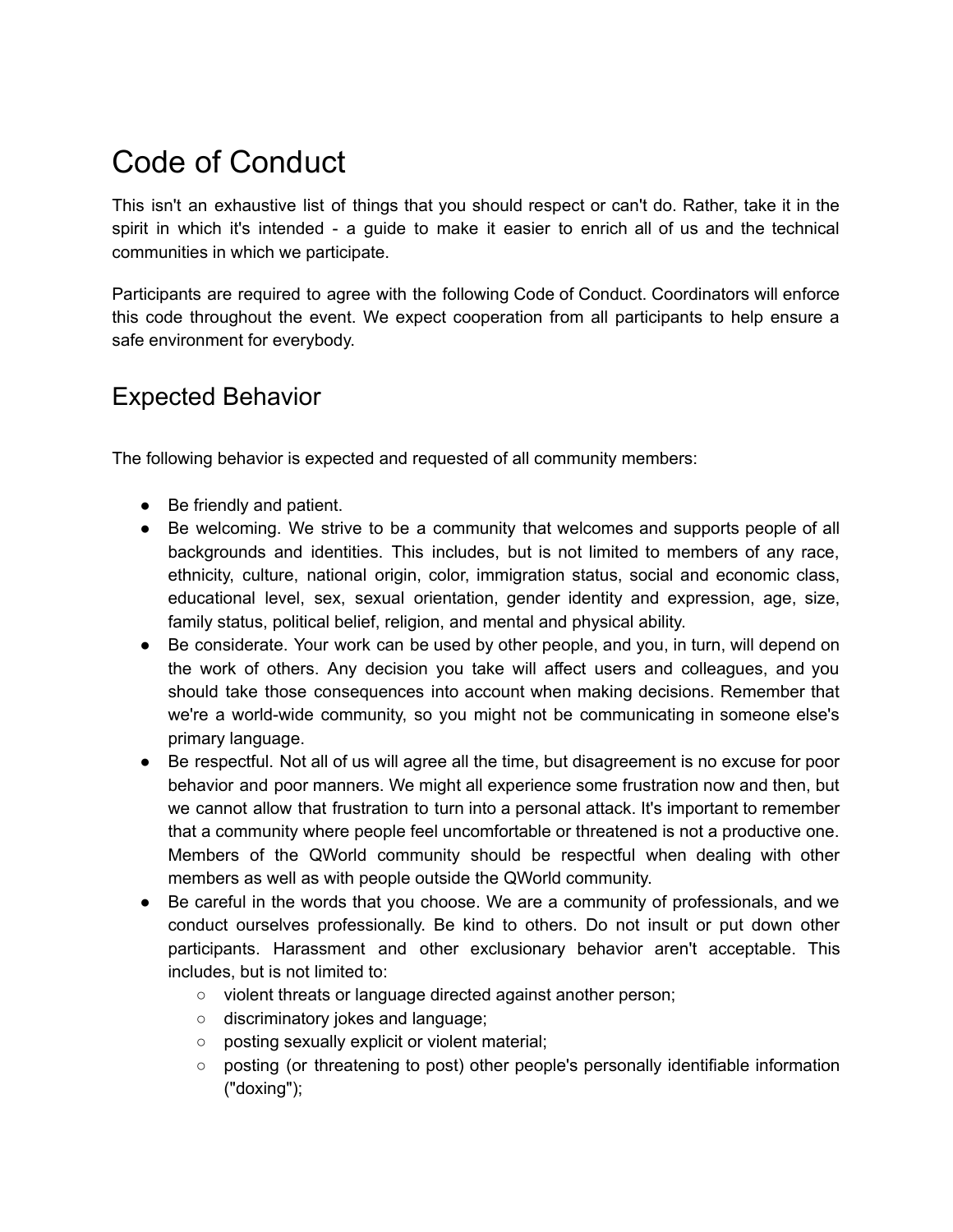# Code of Conduct

This isn't an exhaustive list of things that you should respect or can't do. Rather, take it in the spirit in which it's intended - a guide to make it easier to enrich all of us and the technical communities in which we participate.

Participants are required to agree with the following Code of Conduct. Coordinators will enforce this code throughout the event. We expect cooperation from all participants to help ensure a safe environment for everybody.

## Expected Behavior

The following behavior is expected and requested of all community members:

- Be friendly and patient.
- Be welcoming. We strive to be a community that welcomes and supports people of all backgrounds and identities. This includes, but is not limited to members of any race, ethnicity, culture, national origin, color, immigration status, social and economic class, educational level, sex, sexual orientation, gender identity and expression, age, size, family status, political belief, religion, and mental and physical ability.
- Be considerate. Your work can be used by other people, and you, in turn, will depend on the work of others. Any decision you take will affect users and colleagues, and you should take those consequences into account when making decisions. Remember that we're a world-wide community, so you might not be communicating in someone else's primary language.
- Be respectful. Not all of us will agree all the time, but disagreement is no excuse for poor behavior and poor manners. We might all experience some frustration now and then, but we cannot allow that frustration to turn into a personal attack. It's important to remember that a community where people feel uncomfortable or threatened is not a productive one. Members of the QWorld community should be respectful when dealing with other members as well as with people outside the QWorld community.
- Be careful in the words that you choose. We are a community of professionals, and we conduct ourselves professionally. Be kind to others. Do not insult or put down other participants. Harassment and other exclusionary behavior aren't acceptable. This includes, but is not limited to:
  - violent threats or language directed against another person;
  - discriminatory jokes and language;
  - posting sexually explicit or violent material;
  - posting (or threatening to post) other people's personally identifiable information ("doxing");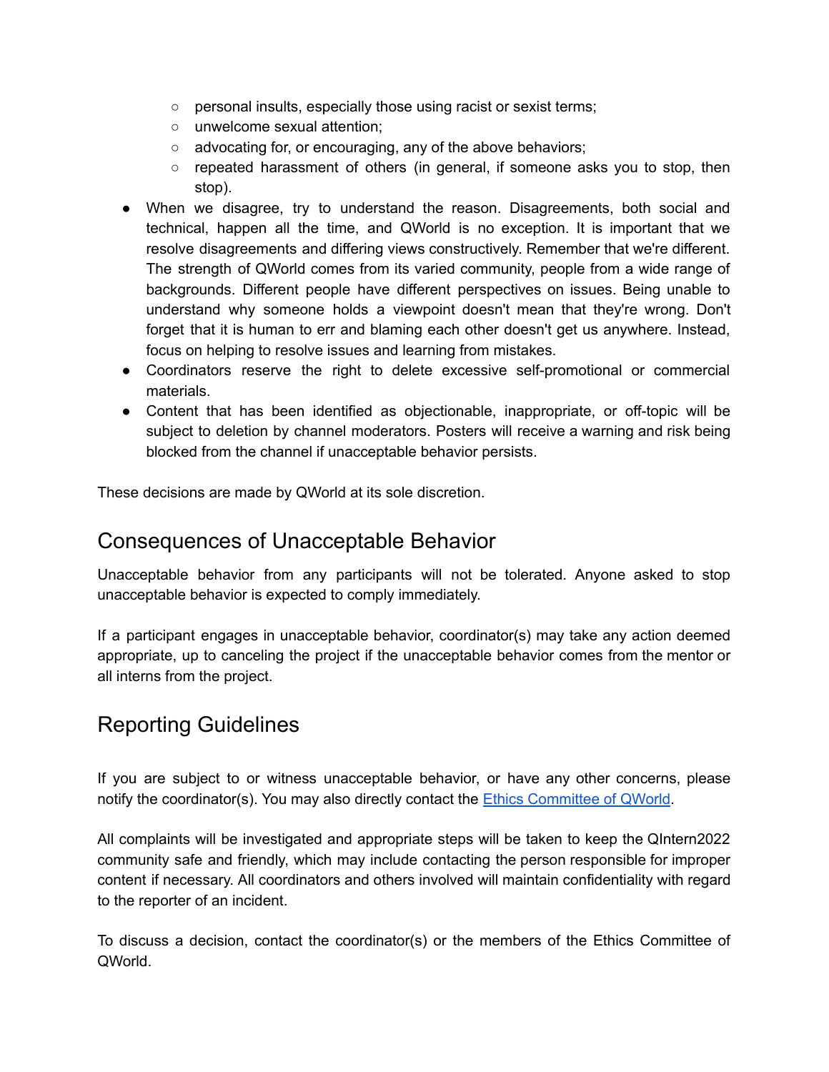- personal insults, especially those using racist or sexist terms;
    - unwelcome sexual attention;
    - advocating for, or encouraging, any of the above behaviors;
    - repeated harassment of others (in general, if someone asks you to stop, then stop).
- When we disagree, try to understand the reason. Disagreements, both social and technical, happen all the time, and QWorld is no exception. It is important that we resolve disagreements and differing views constructively. Remember that we're different. The strength of QWorld comes from its varied community, people from a wide range of backgrounds. Different people have different perspectives on issues. Being unable to understand why someone holds a viewpoint doesn't mean that they're wrong. Don't forget that it is human to err and blaming each other doesn't get us anywhere. Instead, focus on helping to resolve issues and learning from mistakes.
- Coordinators reserve the right to delete excessive self-promotional or commercial materials.
- Content that has been identified as objectionable, inappropriate, or off-topic will be subject to deletion by channel moderators. Posters will receive a warning and risk being blocked from the channel if unacceptable behavior persists.

These decisions are made by QWorld at its sole discretion.

## Consequences of Unacceptable Behavior

Unacceptable behavior from any participants will not be tolerated. Anyone asked to stop unacceptable behavior is expected to comply immediately.

If a participant engages in unacceptable behavior, coordinator(s) may take any action deemed appropriate, up to canceling the project if the unacceptable behavior comes from the mentor or all interns from the project.

## Reporting Guidelines

If you are subject to or witness unacceptable behavior, or have any other concerns, please notify the coordinator(s). You may also directly contact the Ethics Committee of QWorld.

All complaints will be investigated and appropriate steps will be taken to keep the QIntern2022 community safe and friendly, which may include contacting the person responsible for improper content if necessary. All coordinators and others involved will maintain confidentiality with regard to the reporter of an incident.

To discuss a decision, contact the coordinator(s) or the members of the Ethics Committee of QWorld.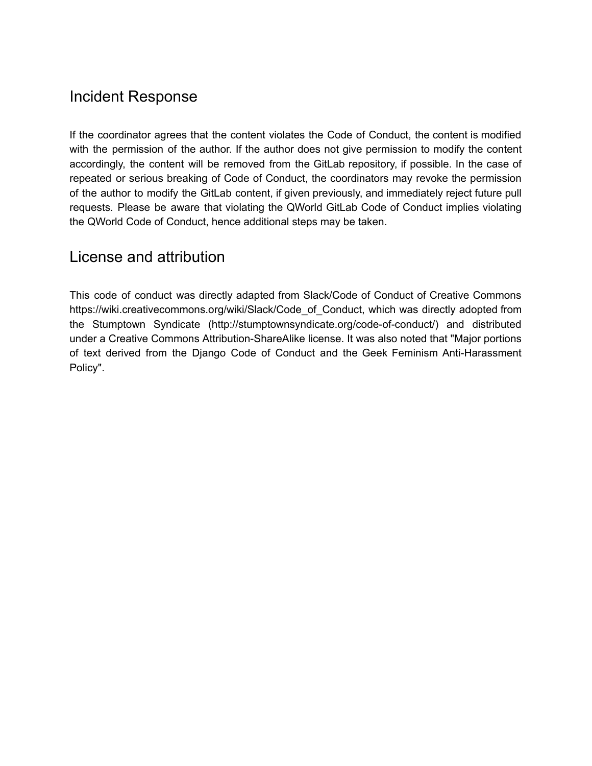## Incident Response

If the coordinator agrees that the content violates the Code of Conduct, the content is modified with the permission of the author. If the author does not give permission to modify the content accordingly, the content will be removed from the GitLab repository, if possible. In the case of repeated or serious breaking of Code of Conduct, the coordinators may revoke the permission of the author to modify the GitLab content, if given previously, and immediately reject future pull requests. Please be aware that violating the QWorld GitLab Code of Conduct implies violating the QWorld Code of Conduct, hence additional steps may be taken.

## License and attribution

This code of conduct was directly adapted from Slack/Code of Conduct of Creative Commons https://wiki.creativecommons.org/wiki/Slack/Code_of_Conduct, which was directly adopted from the Stumptown Syndicate (http://stumptownsyndicate.org/code-of-conduct/) and distributed under a Creative Commons Attribution-ShareAlike license. It was also noted that "Major portions of text derived from the Django Code of Conduct and the Geek Feminism Anti-Harassment Policy".